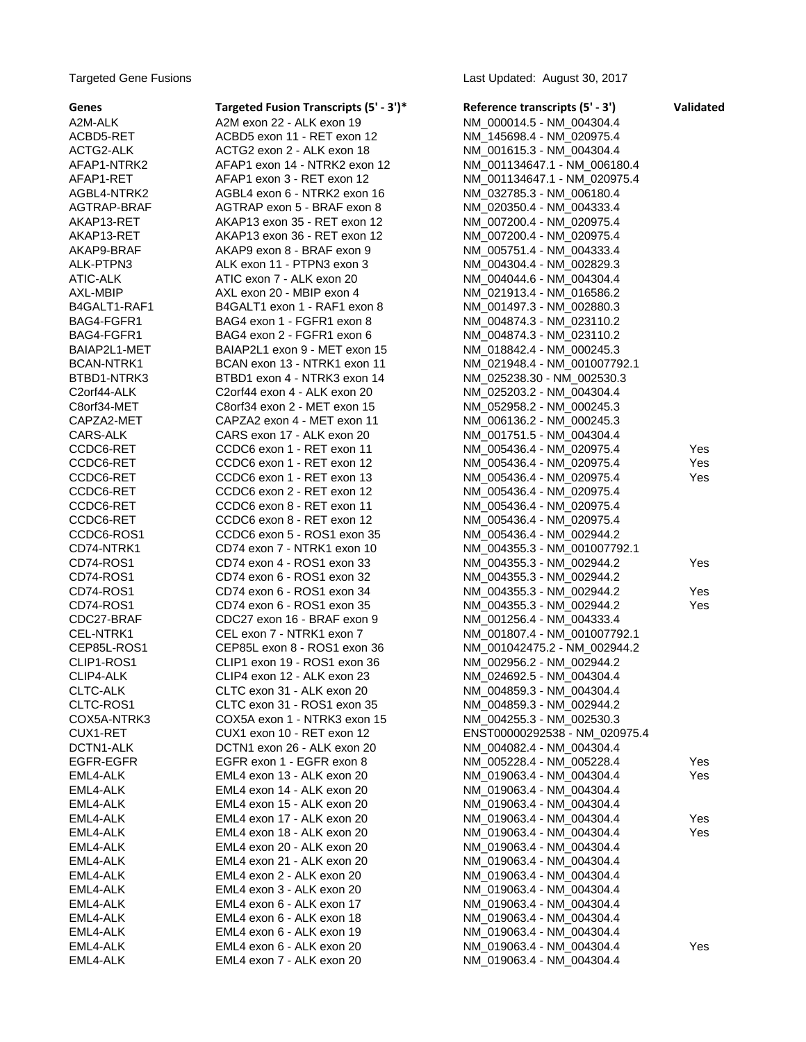Targeted Gene Fusions

Last Updated: August 30, 2017

| Genes | Targeted Fusion Transcripts (5' - 3')* | Reference transcripts (5' - 3') | Validated |
|---|---|---|---|
| A2M-ALK | A2M exon 22 - ALK exon 19 | NM_000014.5 - NM_004304.4 | |
| ACBD5-RET | ACBD5 exon 11 - RET exon 12 | NM_145698.4 - NM_020975.4 | |
| ACTG2-ALK | ACTG2 exon 2 - ALK exon 18 | NM_001615.3 - NM_004304.4 | |
| AFAP1-NTRK2 | AFAP1 exon 14 - NTRK2 exon 12 | NM_001134647.1 - NM_006180.4 | |
| AFAP1-RET | AFAP1 exon 3 - RET exon 12 | NM_001134647.1 - NM_020975.4 | |
| AGBL4-NTRK2 | AGBL4 exon 6 - NTRK2 exon 16 | NM_032785.3 - NM_006180.4 | |
| AGTRAP-BRAF | AGTRAP exon 5 - BRAF exon 8 | NM_020350.4 - NM_004333.4 | |
| AKAP13-RET | AKAP13 exon 35 - RET exon 12 | NM_007200.4 - NM_020975.4 | |
| AKAP13-RET | AKAP13 exon 36 - RET exon 12 | NM_007200.4 - NM_020975.4 | |
| AKAP9-BRAF | AKAP9 exon 8 - BRAF exon 9 | NM_005751.4 - NM_004333.4 | |
| ALK-PTPN3 | ALK exon 11 - PTPN3 exon 3 | NM_004304.4 - NM_002829.3 | |
| ATIC-ALK | ATIC exon 7 - ALK exon 20 | NM_004044.6 - NM_004304.4 | |
| AXL-MBIP | AXL exon 20 - MBIP exon 4 | NM_021913.4 - NM_016586.2 | |
| B4GALT1-RAF1 | B4GALT1 exon 1 - RAF1 exon 8 | NM_001497.3 - NM_002880.3 | |
| BAG4-FGFR1 | BAG4 exon 1 - FGFR1 exon 8 | NM_004874.3 - NM_023110.2 | |
| BAG4-FGFR1 | BAG4 exon 2 - FGFR1 exon 6 | NM_004874.3 - NM_023110.2 | |
| BAIAP2L1-MET | BAIAP2L1 exon 9 - MET exon 15 | NM_018842.4 - NM_000245.3 | |
| BCAN-NTRK1 | BCAN exon 13 - NTRK1 exon 11 | NM_021948.4 - NM_001007792.1 | |
| BTBD1-NTRK3 | BTBD1 exon 4 - NTRK3 exon 14 | NM_025238.30 - NM_002530.3 | |
| C2orf44-ALK | C2orf44 exon 4 - ALK exon 20 | NM_025203.2 - NM_004304.4 | |
| C8orf34-MET | C8orf34 exon 2 - MET exon 15 | NM_052958.2 - NM_000245.3 | |
| CAPZA2-MET | CAPZA2 exon 4 - MET exon 11 | NM_006136.2 - NM_000245.3 | |
| CARS-ALK | CARS exon 17 - ALK exon 20 | NM_001751.5 - NM_004304.4 | |
| CCDC6-RET | CCDC6 exon 1 - RET exon 11 | NM_005436.4 - NM_020975.4 | Yes |
| CCDC6-RET | CCDC6 exon 1 - RET exon 12 | NM_005436.4 - NM_020975.4 | Yes |
| CCDC6-RET | CCDC6 exon 1 - RET exon 13 | NM_005436.4 - NM_020975.4 | Yes |
| CCDC6-RET | CCDC6 exon 2 - RET exon 12 | NM_005436.4 - NM_020975.4 | |
| CCDC6-RET | CCDC6 exon 8 - RET exon 11 | NM_005436.4 - NM_020975.4 | |
| CCDC6-RET | CCDC6 exon 8 - RET exon 12 | NM_005436.4 - NM_020975.4 | |
| CCDC6-ROS1 | CCDC6 exon 5 - ROS1 exon 35 | NM_005436.4 - NM_002944.2 | |
| CD74-NTRK1 | CD74 exon 7 - NTRK1 exon 10 | NM_004355.3 - NM_001007792.1 | |
| CD74-ROS1 | CD74 exon 4 - ROS1 exon 33 | NM_004355.3 - NM_002944.2 | Yes |
| CD74-ROS1 | CD74 exon 6 - ROS1 exon 32 | NM_004355.3 - NM_002944.2 | |
| CD74-ROS1 | CD74 exon 6 - ROS1 exon 34 | NM_004355.3 - NM_002944.2 | Yes |
| CD74-ROS1 | CD74 exon 6 - ROS1 exon 35 | NM_004355.3 - NM_002944.2 | Yes |
| CDC27-BRAF | CDC27 exon 16 - BRAF exon 9 | NM_001256.4 - NM_004333.4 | |
| CEL-NTRK1 | CEL exon 7 - NTRK1 exon 7 | NM_001807.4 - NM_001007792.1 | |
| CEP85L-ROS1 | CEP85L exon 8 - ROS1 exon 36 | NM_001042475.2 - NM_002944.2 | |
| CLIP1-ROS1 | CLIP1 exon 19 - ROS1 exon 36 | NM_002956.2 - NM_002944.2 | |
| CLIP4-ALK | CLIP4 exon 12 - ALK exon 23 | NM_024692.5 - NM_004304.4 | |
| CLTC-ALK | CLTC exon 31 - ALK exon 20 | NM_004859.3 - NM_004304.4 | |
| CLTC-ROS1 | CLTC exon 31 - ROS1 exon 35 | NM_004859.3 - NM_002944.2 | |
| COX5A-NTRK3 | COX5A exon 1 - NTRK3 exon 15 | NM_004255.3 - NM_002530.3 | |
| CUX1-RET | CUX1 exon 10 - RET exon 12 | ENST00000292538 - NM_020975.4 | |
| DCTN1-ALK | DCTN1 exon 26 - ALK exon 20 | NM_004082.4 - NM_004304.4 | |
| EGFR-EGFR | EGFR exon 1 - EGFR exon 8 | NM_005228.4 - NM_005228.4 | Yes |
| EML4-ALK | EML4 exon 13 - ALK exon 20 | NM_019063.4 - NM_004304.4 | Yes |
| EML4-ALK | EML4 exon 14 - ALK exon 20 | NM_019063.4 - NM_004304.4 | |
| EML4-ALK | EML4 exon 15 - ALK exon 20 | NM_019063.4 - NM_004304.4 | |
| EML4-ALK | EML4 exon 17 - ALK exon 20 | NM_019063.4 - NM_004304.4 | Yes |
| EML4-ALK | EML4 exon 18 - ALK exon 20 | NM_019063.4 - NM_004304.4 | Yes |
| EML4-ALK | EML4 exon 20 - ALK exon 20 | NM_019063.4 - NM_004304.4 | |
| EML4-ALK | EML4 exon 21 - ALK exon 20 | NM_019063.4 - NM_004304.4 | |
| EML4-ALK | EML4 exon 2 - ALK exon 20 | NM_019063.4 - NM_004304.4 | |
| EML4-ALK | EML4 exon 3 - ALK exon 20 | NM_019063.4 - NM_004304.4 | |
| EML4-ALK | EML4 exon 6 - ALK exon 17 | NM_019063.4 - NM_004304.4 | |
| EML4-ALK | EML4 exon 6 - ALK exon 18 | NM_019063.4 - NM_004304.4 | |
| EML4-ALK | EML4 exon 6 - ALK exon 19 | NM_019063.4 - NM_004304.4 | |
| EML4-ALK | EML4 exon 6 - ALK exon 20 | NM_019063.4 - NM_004304.4 | Yes |
| EML4-ALK | EML4 exon 7 - ALK exon 20 | NM_019063.4 - NM_004304.4 | |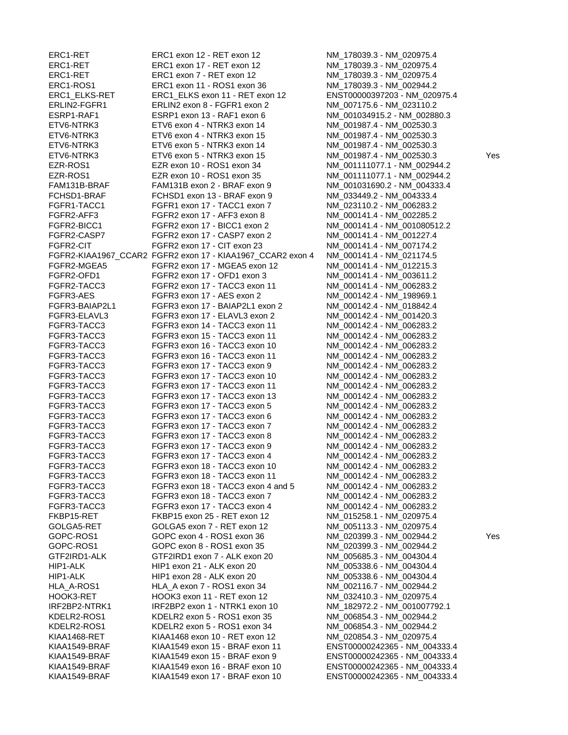| | | | |
|---|---|---|---|
| ERC1-RET | ERC1 exon 12 - RET exon 12 | NM_178039.3 - NM_020975.4 | |
| ERC1-RET | ERC1 exon 17 - RET exon 12 | NM_178039.3 - NM_020975.4 | |
| ERC1-RET | ERC1 exon 7 - RET exon 12 | NM_178039.3 - NM_020975.4 | |
| ERC1-ROS1 | ERC1 exon 11 - ROS1 exon 36 | NM_178039.3 - NM_002944.2 | |
| ERC1_ELKS-RET | ERC1_ELKS exon 11 - RET exon 12 | ENST00000397203 - NM_020975.4 | |
| ERLIN2-FGFR1 | ERLIN2 exon 8 - FGFR1 exon 2 | NM_007175.6 - NM_023110.2 | |
| ESRP1-RAF1 | ESRP1 exon 13 - RAF1 exon 6 | NM_001034915.2 - NM_002880.3 | |
| ETV6-NTRK3 | ETV6 exon 4 - NTRK3 exon 14 | NM_001987.4 - NM_002530.3 | |
| ETV6-NTRK3 | ETV6 exon 4 - NTRK3 exon 15 | NM_001987.4 - NM_002530.3 | |
| ETV6-NTRK3 | ETV6 exon 5 - NTRK3 exon 14 | NM_001987.4 - NM_002530.3 | |
| ETV6-NTRK3 | ETV6 exon 5 - NTRK3 exon 15 | NM_001987.4 - NM_002530.3 | Yes |
| EZR-ROS1 | EZR exon 10 - ROS1 exon 34 | NM_001111077.1 - NM_002944.2 | |
| EZR-ROS1 | EZR exon 10 - ROS1 exon 35 | NM_001111077.1 - NM_002944.2 | |
| FAM131B-BRAF | FAM131B exon 2 - BRAF exon 9 | NM_001031690.2 - NM_004333.4 | |
| FCHSD1-BRAF | FCHSD1 exon 13 - BRAF exon 9 | NM_033449.2 - NM_004333.4 | |
| FGFR1-TACC1 | FGFR1 exon 17 - TACC1 exon 7 | NM_023110.2 - NM_006283.2 | |
| FGFR2-AFF3 | FGFR2 exon 17 - AFF3 exon 8 | NM_000141.4 - NM_002285.2 | |
| FGFR2-BICC1 | FGFR2 exon 17 - BICC1 exon 2 | NM_000141.4 - NM_001080512.2 | |
| FGFR2-CASP7 | FGFR2 exon 17 - CASP7 exon 2 | NM_000141.4 - NM_001227.4 | |
| FGFR2-CIT | FGFR2 exon 17 - CIT exon 23 | NM_000141.4 - NM_007174.2 | |
| FGFR2-KIAA1967_CCAR2 | FGFR2 exon 17 - KIAA1967_CCAR2 exon 4 | NM_000141.4 - NM_021174.5 | |
| FGFR2-MGEA5 | FGFR2 exon 17 - MGEA5 exon 12 | NM_000141.4 - NM_012215.3 | |
| FGFR2-OFD1 | FGFR2 exon 17 - OFD1 exon 3 | NM_000141.4 - NM_003611.2 | |
| FGFR2-TACC3 | FGFR2 exon 17 - TACC3 exon 11 | NM_000141.4 - NM_006283.2 | |
| FGFR3-AES | FGFR3 exon 17 - AES exon 2 | NM_000142.4 - NM_198969.1 | |
| FGFR3-BAIAP2L1 | FGFR3 exon 17 - BAIAP2L1 exon 2 | NM_000142.4 - NM_018842.4 | |
| FGFR3-ELAVL3 | FGFR3 exon 17 - ELAVL3 exon 2 | NM_000142.4 - NM_001420.3 | |
| FGFR3-TACC3 | FGFR3 exon 14 - TACC3 exon 11 | NM_000142.4 - NM_006283.2 | |
| FGFR3-TACC3 | FGFR3 exon 15 - TACC3 exon 11 | NM_000142.4 - NM_006283.2 | |
| FGFR3-TACC3 | FGFR3 exon 16 - TACC3 exon 10 | NM_000142.4 - NM_006283.2 | |
| FGFR3-TACC3 | FGFR3 exon 16 - TACC3 exon 11 | NM_000142.4 - NM_006283.2 | |
| FGFR3-TACC3 | FGFR3 exon 17 - TACC3 exon 9 | NM_000142.4 - NM_006283.2 | |
| FGFR3-TACC3 | FGFR3 exon 17 - TACC3 exon 10 | NM_000142.4 - NM_006283.2 | |
| FGFR3-TACC3 | FGFR3 exon 17 - TACC3 exon 11 | NM_000142.4 - NM_006283.2 | |
| FGFR3-TACC3 | FGFR3 exon 17 - TACC3 exon 13 | NM_000142.4 - NM_006283.2 | |
| FGFR3-TACC3 | FGFR3 exon 17 - TACC3 exon 5 | NM_000142.4 - NM_006283.2 | |
| FGFR3-TACC3 | FGFR3 exon 17 - TACC3 exon 6 | NM_000142.4 - NM_006283.2 | |
| FGFR3-TACC3 | FGFR3 exon 17 - TACC3 exon 7 | NM_000142.4 - NM_006283.2 | |
| FGFR3-TACC3 | FGFR3 exon 17 - TACC3 exon 8 | NM_000142.4 - NM_006283.2 | |
| FGFR3-TACC3 | FGFR3 exon 17 - TACC3 exon 9 | NM_000142.4 - NM_006283.2 | |
| FGFR3-TACC3 | FGFR3 exon 17 - TACC3 exon 4 | NM_000142.4 - NM_006283.2 | |
| FGFR3-TACC3 | FGFR3 exon 18 - TACC3 exon 10 | NM_000142.4 - NM_006283.2 | |
| FGFR3-TACC3 | FGFR3 exon 18 - TACC3 exon 11 | NM_000142.4 - NM_006283.2 | |
| FGFR3-TACC3 | FGFR3 exon 18 - TACC3 exon 4 and 5 | NM_000142.4 - NM_006283.2 | |
| FGFR3-TACC3 | FGFR3 exon 18 - TACC3 exon 7 | NM_000142.4 - NM_006283.2 | |
| FGFR3-TACC3 | FGFR3 exon 17 - TACC3 exon 4 | NM_000142.4 - NM_006283.2 | |
| FKBP15-RET | FKBP15 exon 25 - RET exon 12 | NM_015258.1 - NM_020975.4 | |
| GOLGA5-RET | GOLGA5 exon 7 - RET exon 12 | NM_005113.3 - NM_020975.4 | |
| GOPC-ROS1 | GOPC exon 4 - ROS1 exon 36 | NM_020399.3 - NM_002944.2 | Yes |
| GOPC-ROS1 | GOPC exon 8 - ROS1 exon 35 | NM_020399.3 - NM_002944.2 | |
| GTF2IRD1-ALK | GTF2IRD1 exon 7 - ALK exon 20 | NM_005685.3 - NM_004304.4 | |
| HIP1-ALK | HIP1 exon 21 - ALK exon 20 | NM_005338.6 - NM_004304.4 | |
| HIP1-ALK | HIP1 exon 28 - ALK exon 20 | NM_005338.6 - NM_004304.4 | |
| HLA_A-ROS1 | HLA_A exon 7 - ROS1 exon 34 | NM_002116.7 - NM_002944.2 | |
| HOOK3-RET | HOOK3 exon 11 - RET exon 12 | NM_032410.3 - NM_020975.4 | |
| IRF2BP2-NTRK1 | IRF2BP2 exon 1 - NTRK1 exon 10 | NM_182972.2 - NM_001007792.1 | |
| KDELR2-ROS1 | KDELR2 exon 5 - ROS1 exon 35 | NM_006854.3 - NM_002944.2 | |
| KDELR2-ROS1 | KDELR2 exon 5 - ROS1 exon 34 | NM_006854.3 - NM_002944.2 | |
| KIAA1468-RET | KIAA1468 exon 10 - RET exon 12 | NM_020854.3 - NM_020975.4 | |
| KIAA1549-BRAF | KIAA1549 exon 15 - BRAF exon 11 | ENST00000242365 - NM_004333.4 | |
| KIAA1549-BRAF | KIAA1549 exon 15 - BRAF exon 9 | ENST00000242365 - NM_004333.4 | |
| KIAA1549-BRAF | KIAA1549 exon 16 - BRAF exon 10 | ENST00000242365 - NM_004333.4 | |
| KIAA1549-BRAF | KIAA1549 exon 17 - BRAF exon 10 | ENST00000242365 - NM_004333.4 | |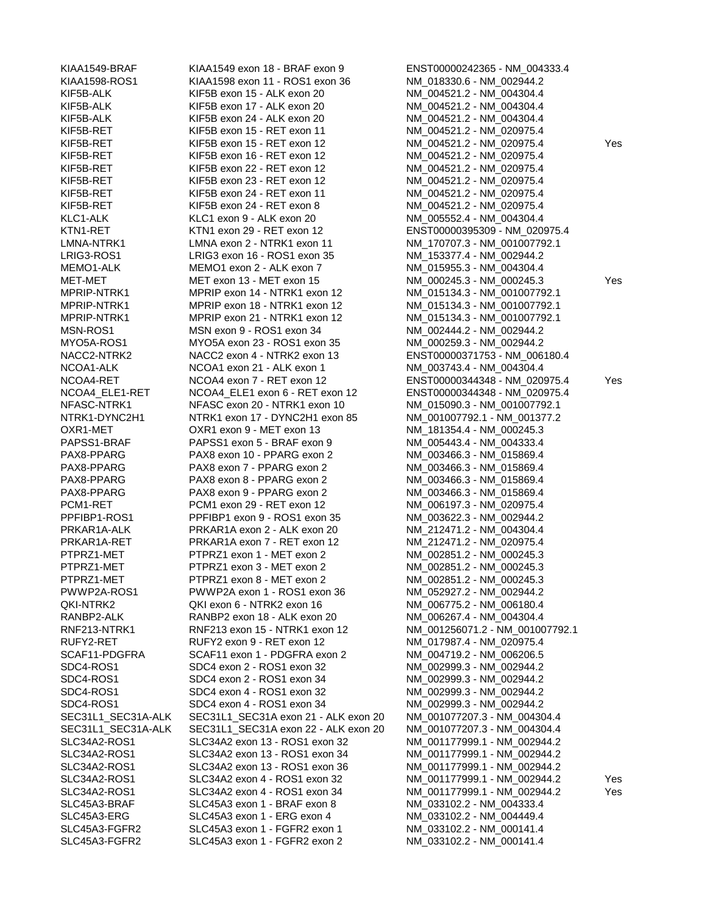| | | | |
|---|---|---|---|
| KIAA1549-BRAF | KIAA1549 exon 18 - BRAF exon 9 | ENST00000242365 - NM_004333.4 | |
| KIAA1598-ROS1 | KIAA1598 exon 11 - ROS1 exon 36 | NM_018330.6 - NM_002944.2 | |
| KIF5B-ALK | KIF5B exon 15 - ALK exon 20 | NM_004521.2 - NM_004304.4 | |
| KIF5B-ALK | KIF5B exon 17 - ALK exon 20 | NM_004521.2 - NM_004304.4 | |
| KIF5B-ALK | KIF5B exon 24 - ALK exon 20 | NM_004521.2 - NM_004304.4 | |
| KIF5B-RET | KIF5B exon 15 - RET exon 11 | NM_004521.2 - NM_020975.4 | |
| KIF5B-RET | KIF5B exon 15 - RET exon 12 | NM_004521.2 - NM_020975.4 | Yes |
| KIF5B-RET | KIF5B exon 16 - RET exon 12 | NM_004521.2 - NM_020975.4 | |
| KIF5B-RET | KIF5B exon 22 - RET exon 12 | NM_004521.2 - NM_020975.4 | |
| KIF5B-RET | KIF5B exon 23 - RET exon 12 | NM_004521.2 - NM_020975.4 | |
| KIF5B-RET | KIF5B exon 24 - RET exon 11 | NM_004521.2 - NM_020975.4 | |
| KIF5B-RET | KIF5B exon 24 - RET exon 8 | NM_004521.2 - NM_020975.4 | |
| KLC1-ALK | KLC1 exon 9 - ALK exon 20 | NM_005552.4 - NM_004304.4 | |
| KTN1-RET | KTN1 exon 29 - RET exon 12 | ENST00000395309 - NM_020975.4 | |
| LMNA-NTRK1 | LMNA exon 2 - NTRK1 exon 11 | NM_170707.3 - NM_001007792.1 | |
| LRIG3-ROS1 | LRIG3 exon 16 - ROS1 exon 35 | NM_153377.4 - NM_002944.2 | |
| MEMO1-ALK | MEMO1 exon 2 - ALK exon 7 | NM_015955.3 - NM_004304.4 | |
| MET-MET | MET exon 13 - MET exon 15 | NM_000245.3 - NM_000245.3 | Yes |
| MPRIP-NTRK1 | MPRIP exon 14 - NTRK1 exon 12 | NM_015134.3 - NM_001007792.1 | |
| MPRIP-NTRK1 | MPRIP exon 18 - NTRK1 exon 12 | NM_015134.3 - NM_001007792.1 | |
| MPRIP-NTRK1 | MPRIP exon 21 - NTRK1 exon 12 | NM_015134.3 - NM_001007792.1 | |
| MSN-ROS1 | MSN exon 9 - ROS1 exon 34 | NM_002444.2 - NM_002944.2 | |
| MYO5A-ROS1 | MYO5A exon 23 - ROS1 exon 35 | NM_000259.3 - NM_002944.2 | |
| NACC2-NTRK2 | NACC2 exon 4 - NTRK2 exon 13 | ENST00000371753 - NM_006180.4 | |
| NCOA1-ALK | NCOA1 exon 21 - ALK exon 1 | NM_003743.4 - NM_004304.4 | |
| NCOA4-RET | NCOA4 exon 7 - RET exon 12 | ENST00000344348 - NM_020975.4 | Yes |
| NCOA4_ELE1-RET | NCOA4_ELE1 exon 6 - RET exon 12 | ENST00000344348 - NM_020975.4 | |
| NFASC-NTRK1 | NFASC exon 20 - NTRK1 exon 10 | NM_015090.3 - NM_001007792.1 | |
| NTRK1-DYNC2H1 | NTRK1 exon 17 - DYNC2H1 exon 85 | NM_001007792.1 - NM_001377.2 | |
| OXR1-MET | OXR1 exon 9 - MET exon 13 | NM_181354.4 - NM_000245.3 | |
| PAPSS1-BRAF | PAPSS1 exon 5 - BRAF exon 9 | NM_005443.4 - NM_004333.4 | |
| PAX8-PPARG | PAX8 exon 10 - PPARG exon 2 | NM_003466.3 - NM_015869.4 | |
| PAX8-PPARG | PAX8 exon 7 - PPARG exon 2 | NM_003466.3 - NM_015869.4 | |
| PAX8-PPARG | PAX8 exon 8 - PPARG exon 2 | NM_003466.3 - NM_015869.4 | |
| PAX8-PPARG | PAX8 exon 9 - PPARG exon 2 | NM_003466.3 - NM_015869.4 | |
| PCM1-RET | PCM1 exon 29 - RET exon 12 | NM_006197.3 - NM_020975.4 | |
| PPFIBP1-ROS1 | PPFIBP1 exon 9 - ROS1 exon 35 | NM_003622.3 - NM_002944.2 | |
| PRKAR1A-ALK | PRKAR1A exon 2 - ALK exon 20 | NM_212471.2 - NM_004304.4 | |
| PRKAR1A-RET | PRKAR1A exon 7 - RET exon 12 | NM_212471.2 - NM_020975.4 | |
| PTPRZ1-MET | PTPRZ1 exon 1 - MET exon 2 | NM_002851.2 - NM_000245.3 | |
| PTPRZ1-MET | PTPRZ1 exon 3 - MET exon 2 | NM_002851.2 - NM_000245.3 | |
| PTPRZ1-MET | PTPRZ1 exon 8 - MET exon 2 | NM_002851.2 - NM_000245.3 | |
| PWWP2A-ROS1 | PWWP2A exon 1 - ROS1 exon 36 | NM_052927.2 - NM_002944.2 | |
| QKI-NTRK2 | QKI exon 6 - NTRK2 exon 16 | NM_006775.2 - NM_006180.4 | |
| RANBP2-ALK | RANBP2 exon 18 - ALK exon 20 | NM_006267.4 - NM_004304.4 | |
| RNF213-NTRK1 | RNF213 exon 15 - NTRK1 exon 12 | NM_001256071.2 - NM_001007792.1 | |
| RUFY2-RET | RUFY2 exon 9 - RET exon 12 | NM_017987.4 - NM_020975.4 | |
| SCAF11-PDGFRA | SCAF11 exon 1 - PDGFRA exon 2 | NM_004719.2 - NM_006206.5 | |
| SDC4-ROS1 | SDC4 exon 2 - ROS1 exon 32 | NM_002999.3 - NM_002944.2 | |
| SDC4-ROS1 | SDC4 exon 2 - ROS1 exon 34 | NM_002999.3 - NM_002944.2 | |
| SDC4-ROS1 | SDC4 exon 4 - ROS1 exon 32 | NM_002999.3 - NM_002944.2 | |
| SDC4-ROS1 | SDC4 exon 4 - ROS1 exon 34 | NM_002999.3 - NM_002944.2 | |
| SEC31L1_SEC31A-ALK | SEC31L1_SEC31A exon 21 - ALK exon 20 | NM_001077207.3 - NM_004304.4 | |
| SEC31L1_SEC31A-ALK | SEC31L1_SEC31A exon 22 - ALK exon 20 | NM_001077207.3 - NM_004304.4 | |
| SLC34A2-ROS1 | SLC34A2 exon 13 - ROS1 exon 32 | NM_001177999.1 - NM_002944.2 | |
| SLC34A2-ROS1 | SLC34A2 exon 13 - ROS1 exon 34 | NM_001177999.1 - NM_002944.2 | |
| SLC34A2-ROS1 | SLC34A2 exon 13 - ROS1 exon 36 | NM_001177999.1 - NM_002944.2 | |
| SLC34A2-ROS1 | SLC34A2 exon 4 - ROS1 exon 32 | NM_001177999.1 - NM_002944.2 | Yes |
| SLC34A2-ROS1 | SLC34A2 exon 4 - ROS1 exon 34 | NM_001177999.1 - NM_002944.2 | Yes |
| SLC45A3-BRAF | SLC45A3 exon 1 - BRAF exon 8 | NM_033102.2 - NM_004333.4 | |
| SLC45A3-ERG | SLC45A3 exon 1 - ERG exon 4 | NM_033102.2 - NM_004449.4 | |
| SLC45A3-FGFR2 | SLC45A3 exon 1 - FGFR2 exon 1 | NM_033102.2 - NM_000141.4 | |
| SLC45A3-FGFR2 | SLC45A3 exon 1 - FGFR2 exon 2 | NM_033102.2 - NM_000141.4 | |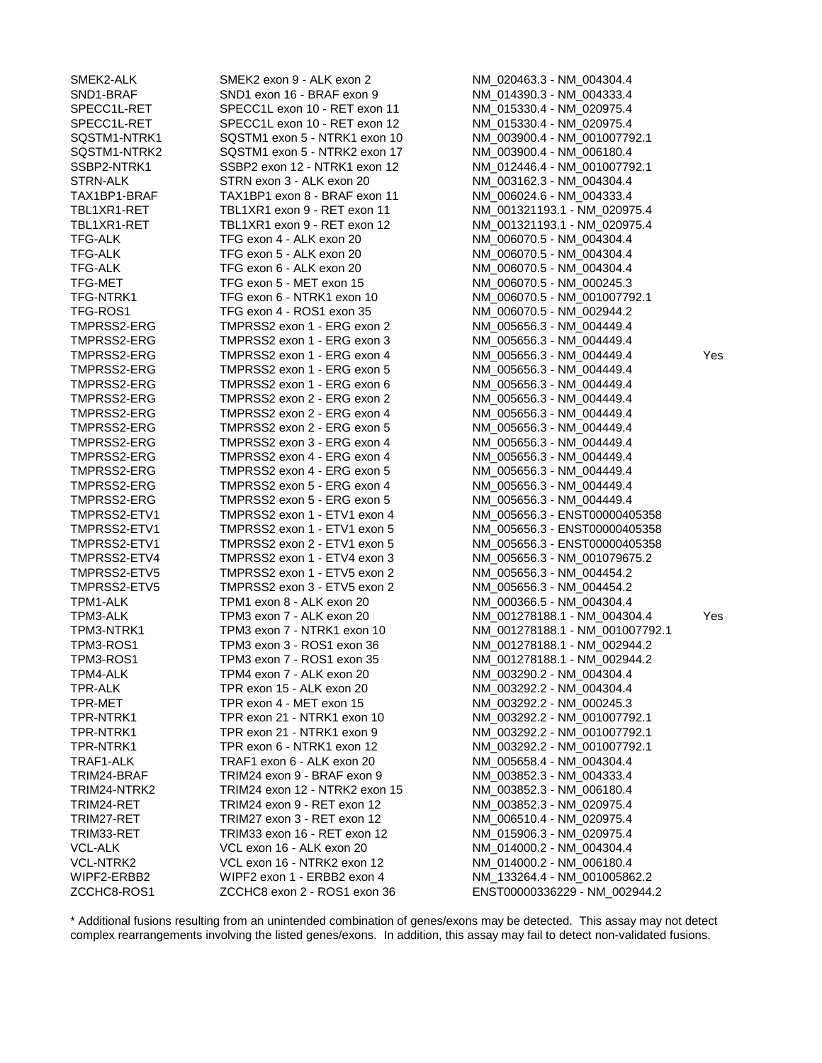| | | | |
|---|---|---|---|
| SMEK2-ALK | SMEK2 exon 9 - ALK exon 2 | NM_020463.3 - NM_004304.4 | |
| SND1-BRAF | SND1 exon 16 - BRAF exon 9 | NM_014390.3 - NM_004333.4 | |
| SPECC1L-RET | SPECC1L exon 10 - RET exon 11 | NM_015330.4 - NM_020975.4 | |
| SPECC1L-RET | SPECC1L exon 10 - RET exon 12 | NM_015330.4 - NM_020975.4 | |
| SQSTM1-NTRK1 | SQSTM1 exon 5 - NTRK1 exon 10 | NM_003900.4 - NM_001007792.1 | |
| SQSTM1-NTRK2 | SQSTM1 exon 5 - NTRK2 exon 17 | NM_003900.4 - NM_006180.4 | |
| SSBP2-NTRK1 | SSBP2 exon 12 - NTRK1 exon 12 | NM_012446.4 - NM_001007792.1 | |
| STRN-ALK | STRN exon 3 - ALK exon 20 | NM_003162.3 - NM_004304.4 | |
| TAX1BP1-BRAF | TAX1BP1 exon 8 - BRAF exon 11 | NM_006024.6 - NM_004333.4 | |
| TBL1XR1-RET | TBL1XR1 exon 9 - RET exon 11 | NM_001321193.1 - NM_020975.4 | |
| TBL1XR1-RET | TBL1XR1 exon 9 - RET exon 12 | NM_001321193.1 - NM_020975.4 | |
| TFG-ALK | TFG exon 4 - ALK exon 20 | NM_006070.5 - NM_004304.4 | |
| TFG-ALK | TFG exon 5 - ALK exon 20 | NM_006070.5 - NM_004304.4 | |
| TFG-ALK | TFG exon 6 - ALK exon 20 | NM_006070.5 - NM_004304.4 | |
| TFG-MET | TFG exon 5 - MET exon 15 | NM_006070.5 - NM_000245.3 | |
| TFG-NTRK1 | TFG exon 6 - NTRK1 exon 10 | NM_006070.5 - NM_001007792.1 | |
| TFG-ROS1 | TFG exon 4 - ROS1 exon 35 | NM_006070.5 - NM_002944.2 | |
| TMPRSS2-ERG | TMPRSS2 exon 1 - ERG exon 2 | NM_005656.3 - NM_004449.4 | |
| TMPRSS2-ERG | TMPRSS2 exon 1 - ERG exon 3 | NM_005656.3 - NM_004449.4 | |
| TMPRSS2-ERG | TMPRSS2 exon 1 - ERG exon 4 | NM_005656.3 - NM_004449.4 | Yes |
| TMPRSS2-ERG | TMPRSS2 exon 1 - ERG exon 5 | NM_005656.3 - NM_004449.4 | |
| TMPRSS2-ERG | TMPRSS2 exon 1 - ERG exon 6 | NM_005656.3 - NM_004449.4 | |
| TMPRSS2-ERG | TMPRSS2 exon 2 - ERG exon 2 | NM_005656.3 - NM_004449.4 | |
| TMPRSS2-ERG | TMPRSS2 exon 2 - ERG exon 4 | NM_005656.3 - NM_004449.4 | |
| TMPRSS2-ERG | TMPRSS2 exon 2 - ERG exon 5 | NM_005656.3 - NM_004449.4 | |
| TMPRSS2-ERG | TMPRSS2 exon 3 - ERG exon 4 | NM_005656.3 - NM_004449.4 | |
| TMPRSS2-ERG | TMPRSS2 exon 4 - ERG exon 4 | NM_005656.3 - NM_004449.4 | |
| TMPRSS2-ERG | TMPRSS2 exon 4 - ERG exon 5 | NM_005656.3 - NM_004449.4 | |
| TMPRSS2-ERG | TMPRSS2 exon 5 - ERG exon 4 | NM_005656.3 - NM_004449.4 | |
| TMPRSS2-ERG | TMPRSS2 exon 5 - ERG exon 5 | NM_005656.3 - NM_004449.4 | |
| TMPRSS2-ETV1 | TMPRSS2 exon 1 - ETV1 exon 4 | NM_005656.3 - ENST00000405358 | |
| TMPRSS2-ETV1 | TMPRSS2 exon 1 - ETV1 exon 5 | NM_005656.3 - ENST00000405358 | |
| TMPRSS2-ETV1 | TMPRSS2 exon 2 - ETV1 exon 5 | NM_005656.3 - ENST00000405358 | |
| TMPRSS2-ETV4 | TMPRSS2 exon 1 - ETV4 exon 3 | NM_005656.3 - NM_001079675.2 | |
| TMPRSS2-ETV5 | TMPRSS2 exon 1 - ETV5 exon 2 | NM_005656.3 - NM_004454.2 | |
| TMPRSS2-ETV5 | TMPRSS2 exon 3 - ETV5 exon 2 | NM_005656.3 - NM_004454.2 | |
| TPM1-ALK | TPM1 exon 8 - ALK exon 20 | NM_000366.5 - NM_004304.4 | |
| TPM3-ALK | TPM3 exon 7 - ALK exon 20 | NM_001278188.1 - NM_004304.4 | Yes |
| TPM3-NTRK1 | TPM3 exon 7 - NTRK1 exon 10 | NM_001278188.1 - NM_001007792.1 | |
| TPM3-ROS1 | TPM3 exon 3 - ROS1 exon 36 | NM_001278188.1 - NM_002944.2 | |
| TPM3-ROS1 | TPM3 exon 7 - ROS1 exon 35 | NM_001278188.1 - NM_002944.2 | |
| TPM4-ALK | TPM4 exon 7 - ALK exon 20 | NM_003290.2 - NM_004304.4 | |
| TPR-ALK | TPR exon 15 - ALK exon 20 | NM_003292.2 - NM_004304.4 | |
| TPR-MET | TPR exon 4 - MET exon 15 | NM_003292.2 - NM_000245.3 | |
| TPR-NTRK1 | TPR exon 21 - NTRK1 exon 10 | NM_003292.2 - NM_001007792.1 | |
| TPR-NTRK1 | TPR exon 21 - NTRK1 exon 9 | NM_003292.2 - NM_001007792.1 | |
| TPR-NTRK1 | TPR exon 6 - NTRK1 exon 12 | NM_003292.2 - NM_001007792.1 | |
| TRAF1-ALK | TRAF1 exon 6 - ALK exon 20 | NM_005658.4 - NM_004304.4 | |
| TRIM24-BRAF | TRIM24 exon 9 - BRAF exon 9 | NM_003852.3 - NM_004333.4 | |
| TRIM24-NTRK2 | TRIM24 exon 12 - NTRK2 exon 15 | NM_003852.3 - NM_006180.4 | |
| TRIM24-RET | TRIM24 exon 9 - RET exon 12 | NM_003852.3 - NM_020975.4 | |
| TRIM27-RET | TRIM27 exon 3 - RET exon 12 | NM_006510.4 - NM_020975.4 | |
| TRIM33-RET | TRIM33 exon 16 - RET exon 12 | NM_015906.3 - NM_020975.4 | |
| VCL-ALK | VCL exon 16 - ALK exon 20 | NM_014000.2 - NM_004304.4 | |
| VCL-NTRK2 | VCL exon 16 - NTRK2 exon 12 | NM_014000.2 - NM_006180.4 | |
| WIPF2-ERBB2 | WIPF2 exon 1 - ERBB2 exon 4 | NM_133264.4 - NM_001005862.2 | |
| ZCCHC8-ROS1 | ZCCHC8 exon 2 - ROS1 exon 36 | ENST00000336229 - NM_002944.2 | |

* Additional fusions resulting from an unintended combination of genes/exons may be detected. This assay may not detect complex rearrangements involving the listed genes/exons. In addition, this assay may fail to detect non-validated fusions.